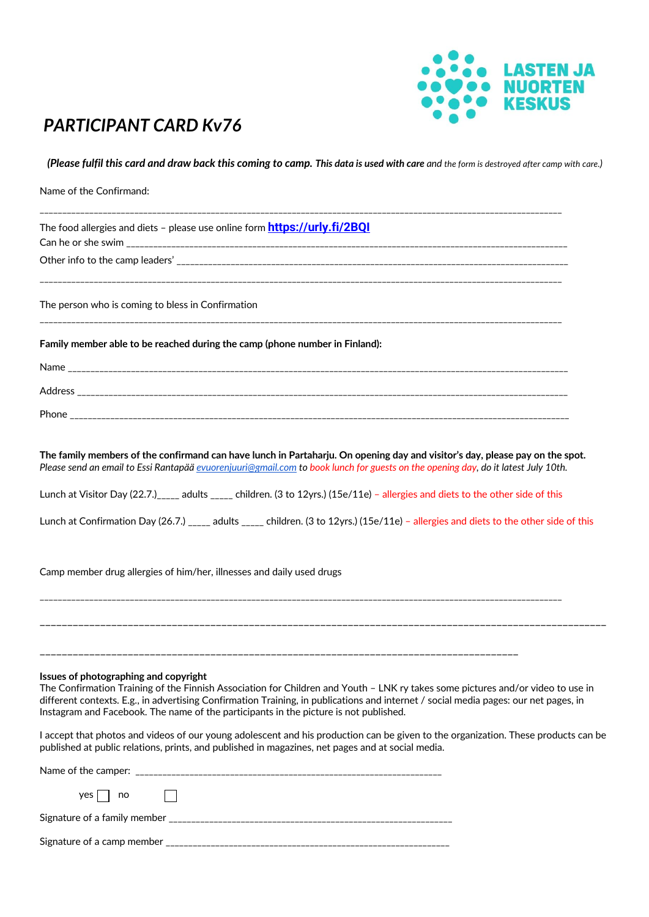LASTEN JA NUORTEN KESKUS

# *PARTICIPANT CARD Kv76*

***(Please fulfil this card and draw back this coming to camp.*** ***This data is used with care*** *and the form is destroyed after camp with care.)*

Name of the Confirmand:

_______________________________________________________________________________________________

The food allergies and diets – please use online form **https://urly.fi/2BQI**

Can he or she swim _______________________________________________________________________________

Other info to the camp leaders' ____________________________________________________________________

_______________________________________________________________________________________________

The person who is coming to bless in Confirmation

_______________________________________________________________________________________________

**Family member able to be reached during the camp (phone number in Finland):**

Name _________________________________________________________________________________________

Address _______________________________________________________________________________________

Phone _________________________________________________________________________________________

**The family members of the confirmand can have lunch in Partaharju. On opening day and visitor's day, please pay on the spot.**

*Please send an email to Essi Rantapää evuorenjuuri@gmail.com to book lunch for guests on the opening day, do it latest July 10th.*

Lunch at Visitor Day (22.7.)_____ adults _____ children. (3 to 12yrs.) (15e/11e) – allergies and diets to the other side of this

Lunch at Confirmation Day (26.7.) _____ adults _____ children. (3 to 12yrs.) (15e/11e) – allergies and diets to the other side of this

Camp member drug allergies of him/her, illnesses and daily used drugs

_______________________________________________________________________________________________

_______________________________________________________________________________________________

_______________________________________________________________________________________

**Issues of photographing and copyright**

The Confirmation Training of the Finnish Association for Children and Youth – LNK ry takes some pictures and/or video to use in different contexts. E.g., in advertising Confirmation Training, in publications and internet / social media pages: our net pages, in Instagram and Facebook. The name of the participants in the picture is not published.

I accept that photos and videos of our young adolescent and his production can be given to the organization. These products can be published at public relations, prints, and published in magazines, net pages and at social media.

Name of the camper: _________________________________________________________________

yes ☐ no ☐

Signature of a family member ___________________________________________________________

Signature of a camp member ____________________________________________________________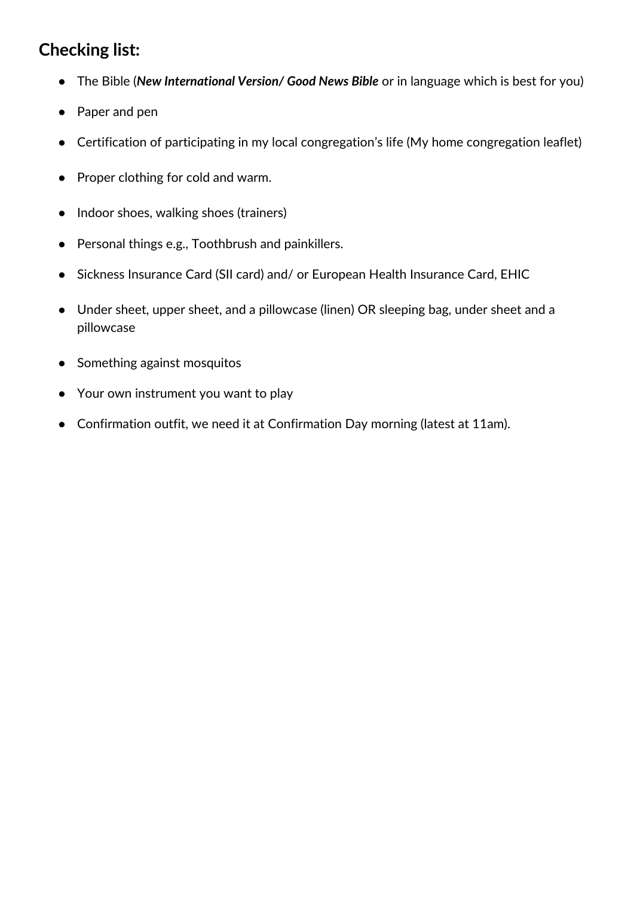## Checking list:

- The Bible (***New International Version/ Good News Bible*** or in language which is best for you)
- Paper and pen
- Certification of participating in my local congregation's life (My home congregation leaflet)
- Proper clothing for cold and warm.
- Indoor shoes, walking shoes (trainers)
- Personal things e.g., Toothbrush and painkillers.
- Sickness Insurance Card (SII card) and/ or European Health Insurance Card, EHIC
- Under sheet, upper sheet, and a pillowcase (linen) OR sleeping bag, under sheet and a pillowcase
- Something against mosquitos
- Your own instrument you want to play
- Confirmation outfit, we need it at Confirmation Day morning (latest at 11am).